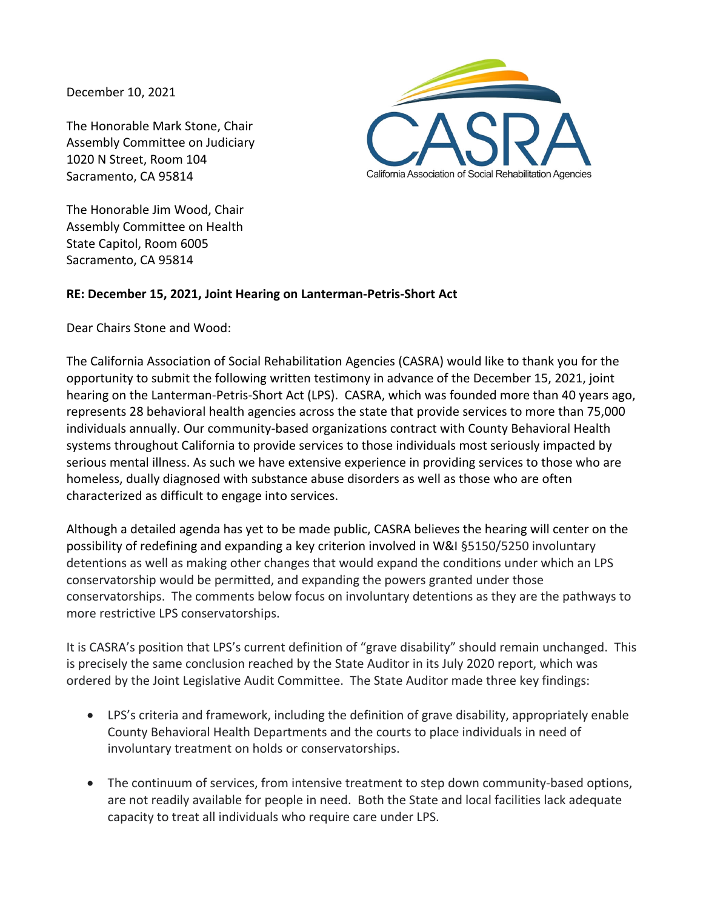December 10, 2021

The Honorable Mark Stone, Chair
Assembly Committee on Judiciary
1020 N Street, Room 104
Sacramento, CA 95814

The Honorable Jim Wood, Chair
Assembly Committee on Health
State Capitol, Room 6005
Sacramento, CA 95814

**RE: December 15, 2021, Joint Hearing on Lanterman-Petris-Short Act**

Dear Chairs Stone and Wood:

The California Association of Social Rehabilitation Agencies (CASRA) would like to thank you for the opportunity to submit the following written testimony in advance of the December 15, 2021, joint hearing on the Lanterman-Petris-Short Act (LPS). CASRA, which was founded more than 40 years ago, represents 28 behavioral health agencies across the state that provide services to more than 75,000 individuals annually. Our community-based organizations contract with County Behavioral Health systems throughout California to provide services to those individuals most seriously impacted by serious mental illness. As such we have extensive experience in providing services to those who are homeless, dually diagnosed with substance abuse disorders as well as those who are often characterized as difficult to engage into services.

Although a detailed agenda has yet to be made public, CASRA believes the hearing will center on the possibility of redefining and expanding a key criterion involved in W&I §5150/5250 involuntary detentions as well as making other changes that would expand the conditions under which an LPS conservatorship would be permitted, and expanding the powers granted under those conservatorships. The comments below focus on involuntary detentions as they are the pathways to more restrictive LPS conservatorships.

It is CASRA's position that LPS's current definition of "grave disability" should remain unchanged. This is precisely the same conclusion reached by the State Auditor in its July 2020 report, which was ordered by the Joint Legislative Audit Committee. The State Auditor made three key findings:

- LPS's criteria and framework, including the definition of grave disability, appropriately enable County Behavioral Health Departments and the courts to place individuals in need of involuntary treatment on holds or conservatorships.
- The continuum of services, from intensive treatment to step down community-based options, are not readily available for people in need. Both the State and local facilities lack adequate capacity to treat all individuals who require care under LPS.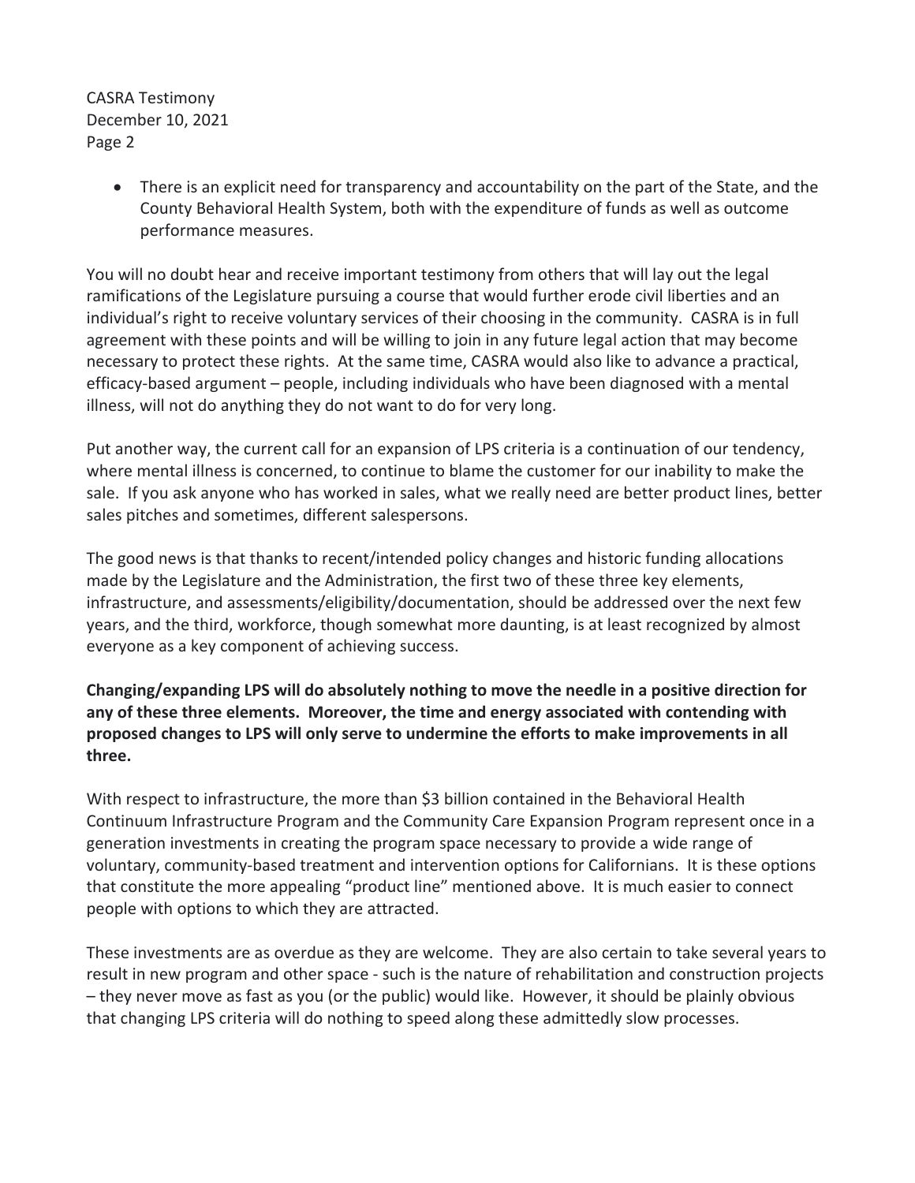- There is an explicit need for transparency and accountability on the part of the State, and the County Behavioral Health System, both with the expenditure of funds as well as outcome performance measures.

You will no doubt hear and receive important testimony from others that will lay out the legal ramifications of the Legislature pursuing a course that would further erode civil liberties and an individual's right to receive voluntary services of their choosing in the community. CASRA is in full agreement with these points and will be willing to join in any future legal action that may become necessary to protect these rights. At the same time, CASRA would also like to advance a practical, efficacy-based argument – people, including individuals who have been diagnosed with a mental illness, will not do anything they do not want to do for very long.

Put another way, the current call for an expansion of LPS criteria is a continuation of our tendency, where mental illness is concerned, to continue to blame the customer for our inability to make the sale. If you ask anyone who has worked in sales, what we really need are better product lines, better sales pitches and sometimes, different salespersons.

The good news is that thanks to recent/intended policy changes and historic funding allocations made by the Legislature and the Administration, the first two of these three key elements, infrastructure, and assessments/eligibility/documentation, should be addressed over the next few years, and the third, workforce, though somewhat more daunting, is at least recognized by almost everyone as a key component of achieving success.

**Changing/expanding LPS will do absolutely nothing to move the needle in a positive direction for any of these three elements. Moreover, the time and energy associated with contending with proposed changes to LPS will only serve to undermine the efforts to make improvements in all three.**

With respect to infrastructure, the more than $3 billion contained in the Behavioral Health Continuum Infrastructure Program and the Community Care Expansion Program represent once in a generation investments in creating the program space necessary to provide a wide range of voluntary, community-based treatment and intervention options for Californians. It is these options that constitute the more appealing "product line" mentioned above. It is much easier to connect people with options to which they are attracted.

These investments are as overdue as they are welcome. They are also certain to take several years to result in new program and other space - such is the nature of rehabilitation and construction projects – they never move as fast as you (or the public) would like. However, it should be plainly obvious that changing LPS criteria will do nothing to speed along these admittedly slow processes.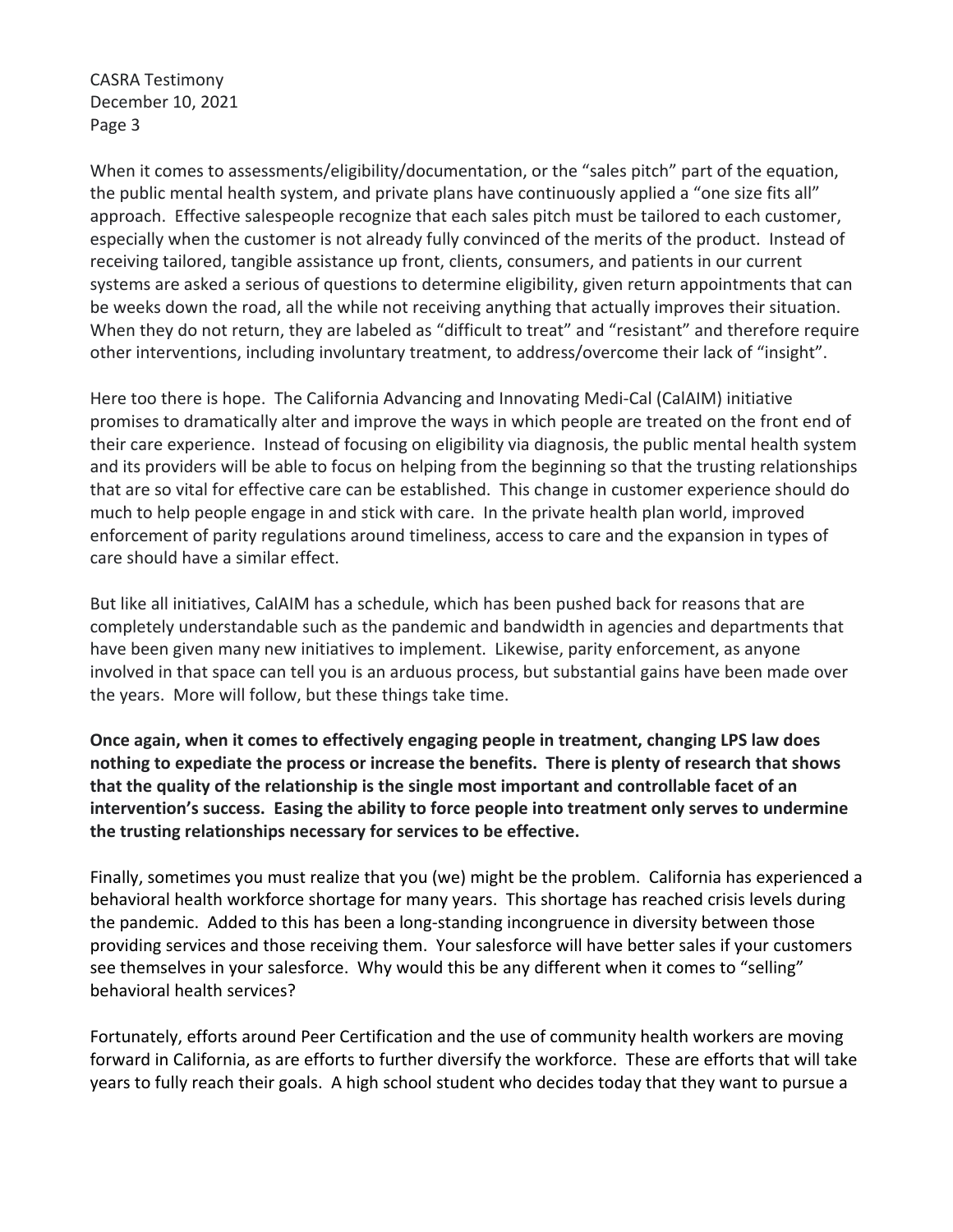When it comes to assessments/eligibility/documentation, or the "sales pitch" part of the equation, the public mental health system, and private plans have continuously applied a "one size fits all" approach. Effective salespeople recognize that each sales pitch must be tailored to each customer, especially when the customer is not already fully convinced of the merits of the product. Instead of receiving tailored, tangible assistance up front, clients, consumers, and patients in our current systems are asked a serious of questions to determine eligibility, given return appointments that can be weeks down the road, all the while not receiving anything that actually improves their situation. When they do not return, they are labeled as "difficult to treat" and "resistant" and therefore require other interventions, including involuntary treatment, to address/overcome their lack of "insight".

Here too there is hope. The California Advancing and Innovating Medi-Cal (CalAIM) initiative promises to dramatically alter and improve the ways in which people are treated on the front end of their care experience. Instead of focusing on eligibility via diagnosis, the public mental health system and its providers will be able to focus on helping from the beginning so that the trusting relationships that are so vital for effective care can be established. This change in customer experience should do much to help people engage in and stick with care. In the private health plan world, improved enforcement of parity regulations around timeliness, access to care and the expansion in types of care should have a similar effect.

But like all initiatives, CalAIM has a schedule, which has been pushed back for reasons that are completely understandable such as the pandemic and bandwidth in agencies and departments that have been given many new initiatives to implement. Likewise, parity enforcement, as anyone involved in that space can tell you is an arduous process, but substantial gains have been made over the years. More will follow, but these things take time.

**Once again, when it comes to effectively engaging people in treatment, changing LPS law does nothing to expediate the process or increase the benefits. There is plenty of research that shows that the quality of the relationship is the single most important and controllable facet of an intervention's success. Easing the ability to force people into treatment only serves to undermine the trusting relationships necessary for services to be effective.**

Finally, sometimes you must realize that you (we) might be the problem. California has experienced a behavioral health workforce shortage for many years. This shortage has reached crisis levels during the pandemic. Added to this has been a long-standing incongruence in diversity between those providing services and those receiving them. Your salesforce will have better sales if your customers see themselves in your salesforce. Why would this be any different when it comes to "selling" behavioral health services?

Fortunately, efforts around Peer Certification and the use of community health workers are moving forward in California, as are efforts to further diversify the workforce. These are efforts that will take years to fully reach their goals. A high school student who decides today that they want to pursue a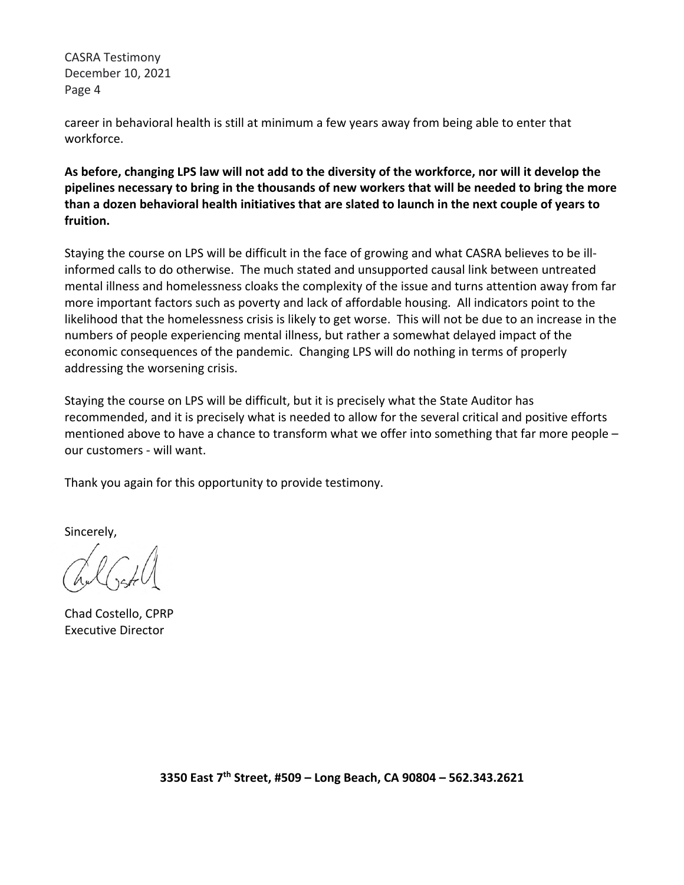career in behavioral health is still at minimum a few years away from being able to enter that workforce.

**As before, changing LPS law will not add to the diversity of the workforce, nor will it develop the pipelines necessary to bring in the thousands of new workers that will be needed to bring the more than a dozen behavioral health initiatives that are slated to launch in the next couple of years to fruition.**

Staying the course on LPS will be difficult in the face of growing and what CASRA believes to be ill-informed calls to do otherwise. The much stated and unsupported causal link between untreated mental illness and homelessness cloaks the complexity of the issue and turns attention away from far more important factors such as poverty and lack of affordable housing. All indicators point to the likelihood that the homelessness crisis is likely to get worse. This will not be due to an increase in the numbers of people experiencing mental illness, but rather a somewhat delayed impact of the economic consequences of the pandemic. Changing LPS will do nothing in terms of properly addressing the worsening crisis.

Staying the course on LPS will be difficult, but it is precisely what the State Auditor has recommended, and it is precisely what is needed to allow for the several critical and positive efforts mentioned above to have a chance to transform what we offer into something that far more people – our customers - will want.

Thank you again for this opportunity to provide testimony.

Sincerely,

Chad Costello, CPRP
Executive Director

**3350 East 7th Street, #509 – Long Beach, CA 90804 – 562.343.2621**